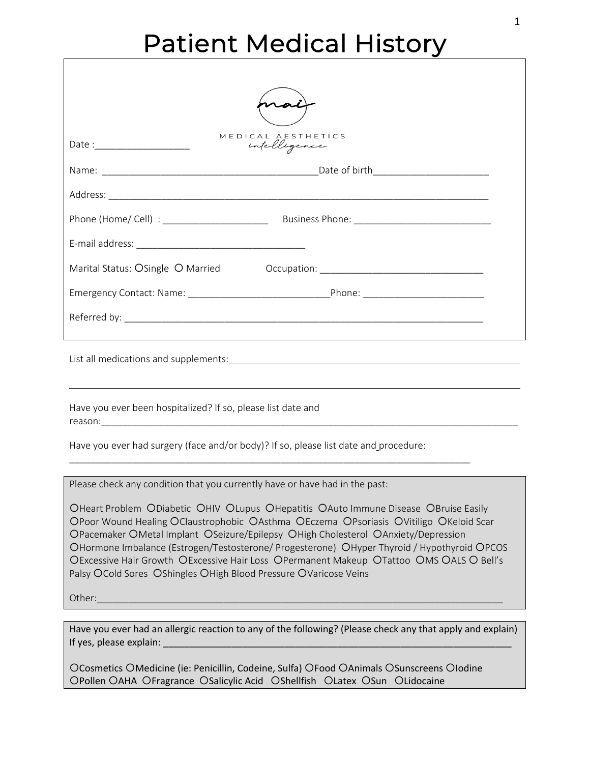# Patient Medical History

MEDICAL AESTHETICS
intelligence

Date :__________________

Name: ________________________________________Date of birth_____________________

Address: ________________________________________________________________________

Phone (Home/ Cell) : ___________________ Business Phone: _________________________

E-mail address: _______________________________

Marital Status: ○Single ○ Married Occupation: ______________________________

Emergency Contact: Name: ___________________________Phone: ______________________

Referred by: _____________________________________________________________________

List all medications and supplements:______________________________________________________

_______________________________________________________________________________

Have you ever been hospitalized? If so, please list date and reason:_______________________________________________________________________________

Have you ever had surgery (face and/or body)? If so, please list date and procedure:

_______________________________________________________________________________

Please check any condition that you currently have or have had in the past:

○Heart Problem ○Diabetic ○HIV ○Lupus ○Hepatitis ○Auto Immune Disease ○Bruise Easily ○Poor Wound Healing ○Claustrophobic ○Asthma ○Eczema ○Psoriasis ○Vitiligo ○Keloid Scar ○Pacemaker ○Metal Implant ○Seizure/Epilepsy ○High Cholesterol ○Anxiety/Depression ○Hormone Imbalance (Estrogen/Testosterone/ Progesterone) ○Hyper Thyroid / Hypothyroid ○PCOS ○Excessive Hair Growth ○Excessive Hair Loss ○Permanent Makeup ○Tattoo ○MS ○ALS ○ Bell's Palsy ○Cold Sores ○Shingles ○High Blood Pressure ○Varicose Veins

Other:_______________________________________________________________________________

Have you ever had an allergic reaction to any of the following? (Please check any that apply and explain) If yes, please explain: _______________________________________________________________

○Cosmetics ○Medicine (ie: Penicillin, Codeine, Sulfa) ○Food ○Animals ○Sunscreens ○Iodine ○Pollen ○AHA ○Fragrance ○Salicylic Acid ○Shellfish ○Latex ○Sun ○Lidocaine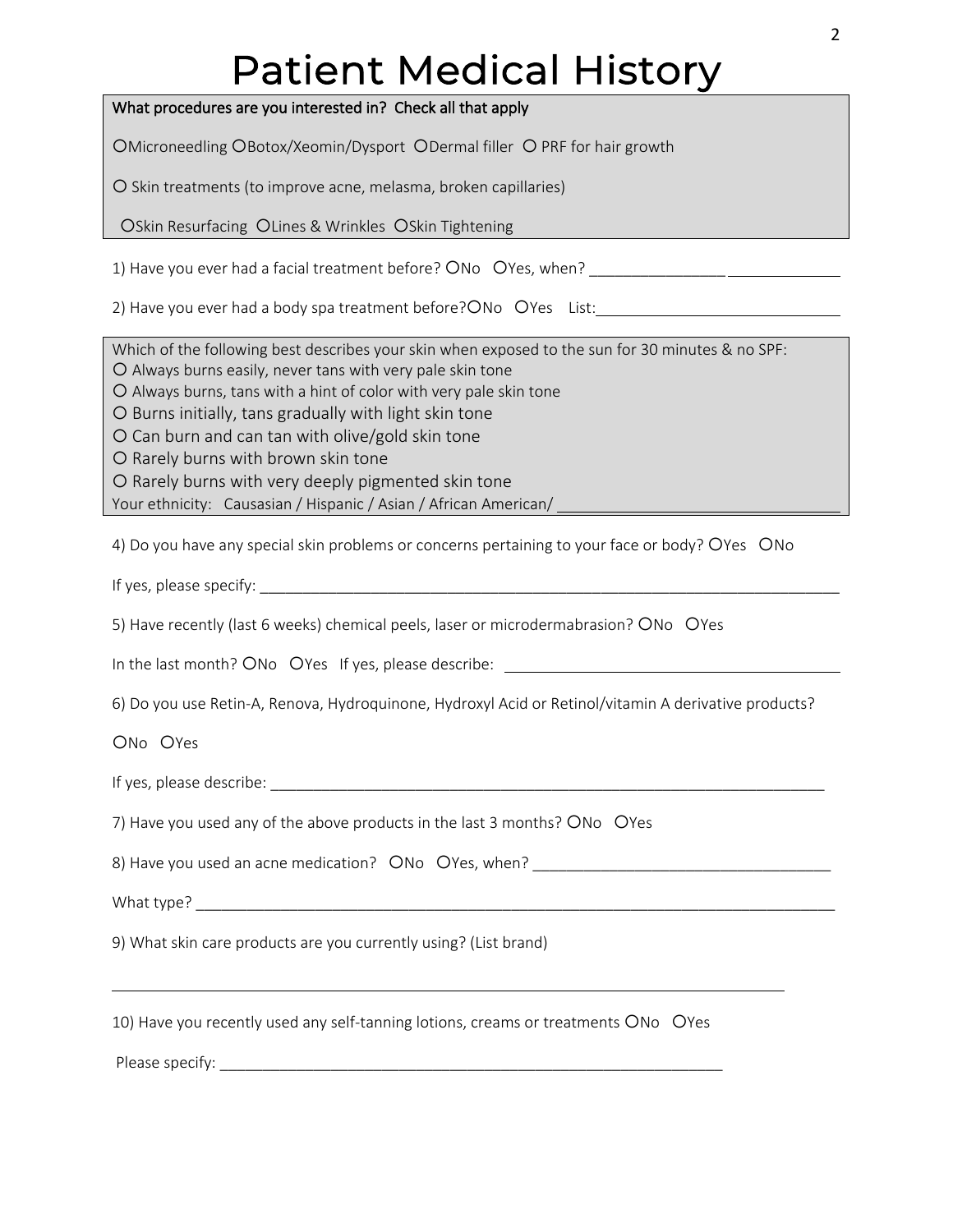# Patient Medical History

**What procedures are you interested in? Check all that apply**

○Microneedling ○Botox/Xeomin/Dysport ○Dermal filler ○ PRF for hair growth

○ Skin treatments (to improve acne, melasma, broken capillaries)

○Skin Resurfacing ○Lines & Wrinkles ○Skin Tightening

1) Have you ever had a facial treatment before? ○No ○Yes, when? ______________________________

2) Have you ever had a body spa treatment before?○No ○Yes List: ______________________________

Which of the following best describes your skin when exposed to the sun for 30 minutes & no SPF:

○ Always burns easily, never tans with very pale skin tone
○ Always burns, tans with a hint of color with very pale skin tone
○ Burns initially, tans gradually with light skin tone
○ Can burn and can tan with olive/gold skin tone
○ Rarely burns with brown skin tone
○ Rarely burns with very deeply pigmented skin tone

Your ethnicity: Causasian / Hispanic / Asian / African American/ ______________________________

4) Do you have any special skin problems or concerns pertaining to your face or body? ○Yes ○No

If yes, please specify: ______________________________________________________________________

5) Have recently (last 6 weeks) chemical peels, laser or microdermabrasion? ○No ○Yes

In the last month? ○No ○Yes If yes, please describe: ______________________________

6) Do you use Retin-A, Renova, Hydroquinone, Hydroxyl Acid or Retinol/vitamin A derivative products?

○No ○Yes

If yes, please describe: ______________________________________________________________________

7) Have you used any of the above products in the last 3 months? ○No ○Yes

8) Have you used an acne medication? ○No ○Yes, when? ______________________________

What type? ______________________________________________________________________________

9) What skin care products are you currently using? (List brand)

______________________________________________________________________________

10) Have you recently used any self-tanning lotions, creams or treatments ○No ○Yes

Please specify: ______________________________________________________________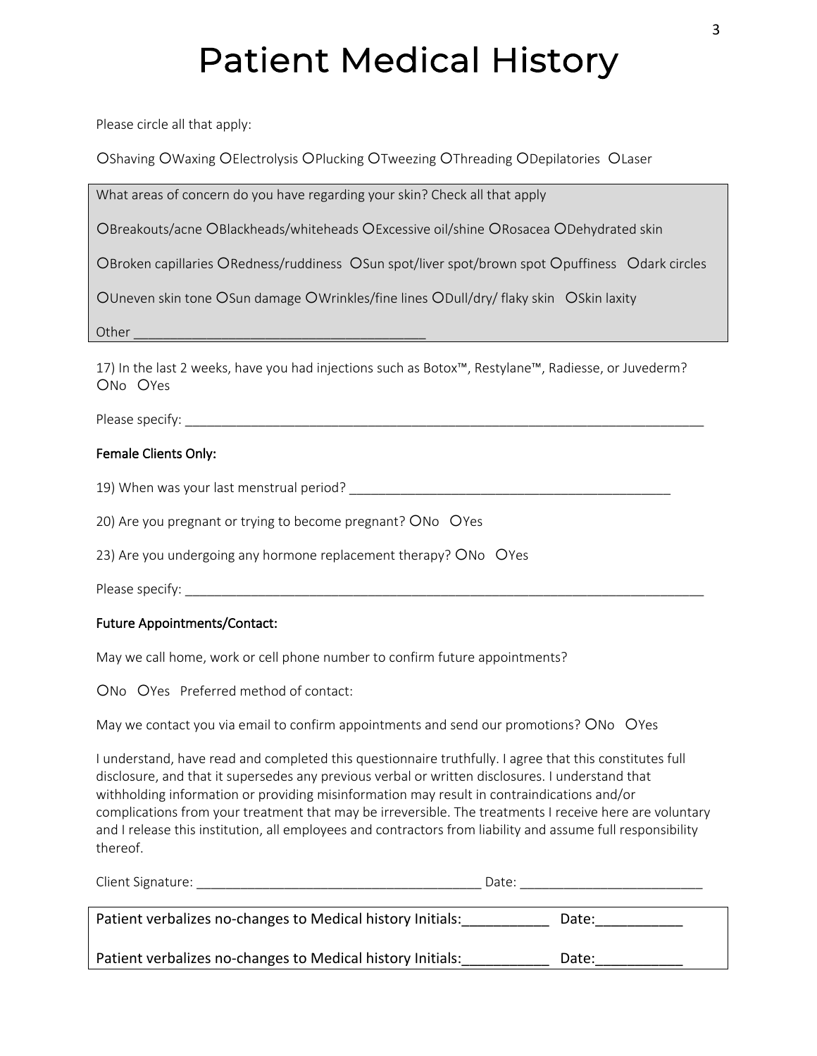# Patient Medical History

Please circle all that apply:

○Shaving ○Waxing ○Electrolysis ○Plucking ○Tweezing ○Threading ○Depilatories ○Laser

What areas of concern do you have regarding your skin? Check all that apply

○Breakouts/acne ○Blackheads/whiteheads ○Excessive oil/shine ○Rosacea ○Dehydrated skin

○Broken capillaries ○Redness/ruddiness ○Sun spot/liver spot/brown spot ○puffiness ○dark circles

○Uneven skin tone ○Sun damage ○Wrinkles/fine lines ○Dull/dry/ flaky skin ○Skin laxity

Other ______________________________________

17) In the last 2 weeks, have you had injections such as Botox™, Restylane™, Radiesse, or Juvederm? ○No ○Yes

Please specify: ______________________________________________________________________

**Female Clients Only:**

19) When was your last menstrual period? ____________________________________________

20) Are you pregnant or trying to become pregnant? ○No ○Yes

23) Are you undergoing any hormone replacement therapy? ○No ○Yes

Please specify: ______________________________________________________________________

**Future Appointments/Contact:**

May we call home, work or cell phone number to confirm future appointments?

○No ○Yes Preferred method of contact:

May we contact you via email to confirm appointments and send our promotions? ○No ○Yes

I understand, have read and completed this questionnaire truthfully. I agree that this constitutes full disclosure, and that it supersedes any previous verbal or written disclosures. I understand that withholding information or providing misinformation may result in contraindications and/or complications from your treatment that may be irreversible. The treatments I receive here are voluntary and I release this institution, all employees and contractors from liability and assume full responsibility thereof.

Client Signature: ______________________________________ Date: ________________________

Patient verbalizes no-changes to Medical history Initials:__________ Date:__________

Patient verbalizes no-changes to Medical history Initials:__________ Date:__________